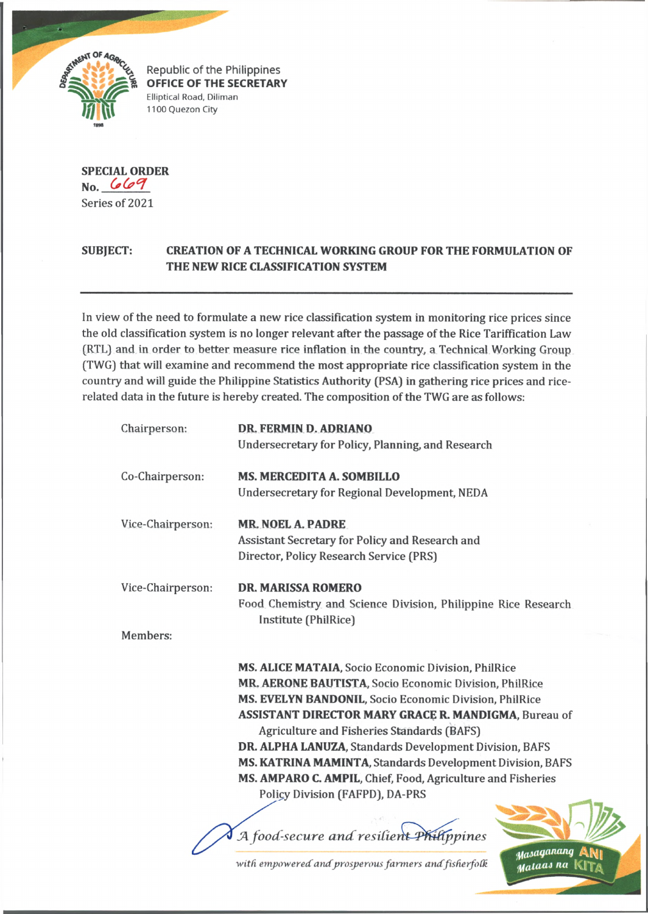Republic of the Philippines
**OFFICE OF THE SECRETARY**
Elliptical Road, Diliman
1100 Quezon City

**SPECIAL ORDER**
**No.** 669
Series of 2021

**SUBJECT: CREATION OF A TECHNICAL WORKING GROUP FOR THE FORMULATION OF THE NEW RICE CLASSIFICATION SYSTEM**

---

In view of the need to formulate a new rice classification system in monitoring rice prices since the old classification system is no longer relevant after the passage of the Rice Tariffication Law (RTL) and in order to better measure rice inflation in the country, a Technical Working Group (TWG) that will examine and recommend the most appropriate rice classification system in the country and will guide the Philippine Statistics Authority (PSA) in gathering rice prices and rice-related data in the future is hereby created. The composition of the TWG are as follows:

Chairperson: **DR. FERMIN D. ADRIANO**
Undersecretary for Policy, Planning, and Research

Co-Chairperson: **MS. MERCEDITA A. SOMBILLO**
Undersecretary for Regional Development, NEDA

Vice-Chairperson: **MR. NOEL A. PADRE**
Assistant Secretary for Policy and Research and Director, Policy Research Service (PRS)

Vice-Chairperson: **DR. MARISSA ROMERO**
Food Chemistry and Science Division, Philippine Rice Research Institute (PhilRice)

Members:

- **MS. ALICE MATAIA,** Socio Economic Division, PhilRice
- **MR. AERONE BAUTISTA,** Socio Economic Division, PhilRice
- **MS. EVELYN BANDONIL,** Socio Economic Division, PhilRice
- **ASSISTANT DIRECTOR MARY GRACE R. MANDIGMA,** Bureau of Agriculture and Fisheries Standards (BAFS)
- **DR. ALPHA LANUZA,** Standards Development Division, BAFS
- **MS. KATRINA MAMINTA,** Standards Development Division, BAFS
- **MS. AMPARO C. AMPIL,** Chief, Food, Agriculture and Fisheries Policy Division (FAFPD), DA-PRS

*A food-secure and resilient Philippines*
*with empowered and prosperous farmers and fisherfolk*

Masaganang ANI Mataas na KITA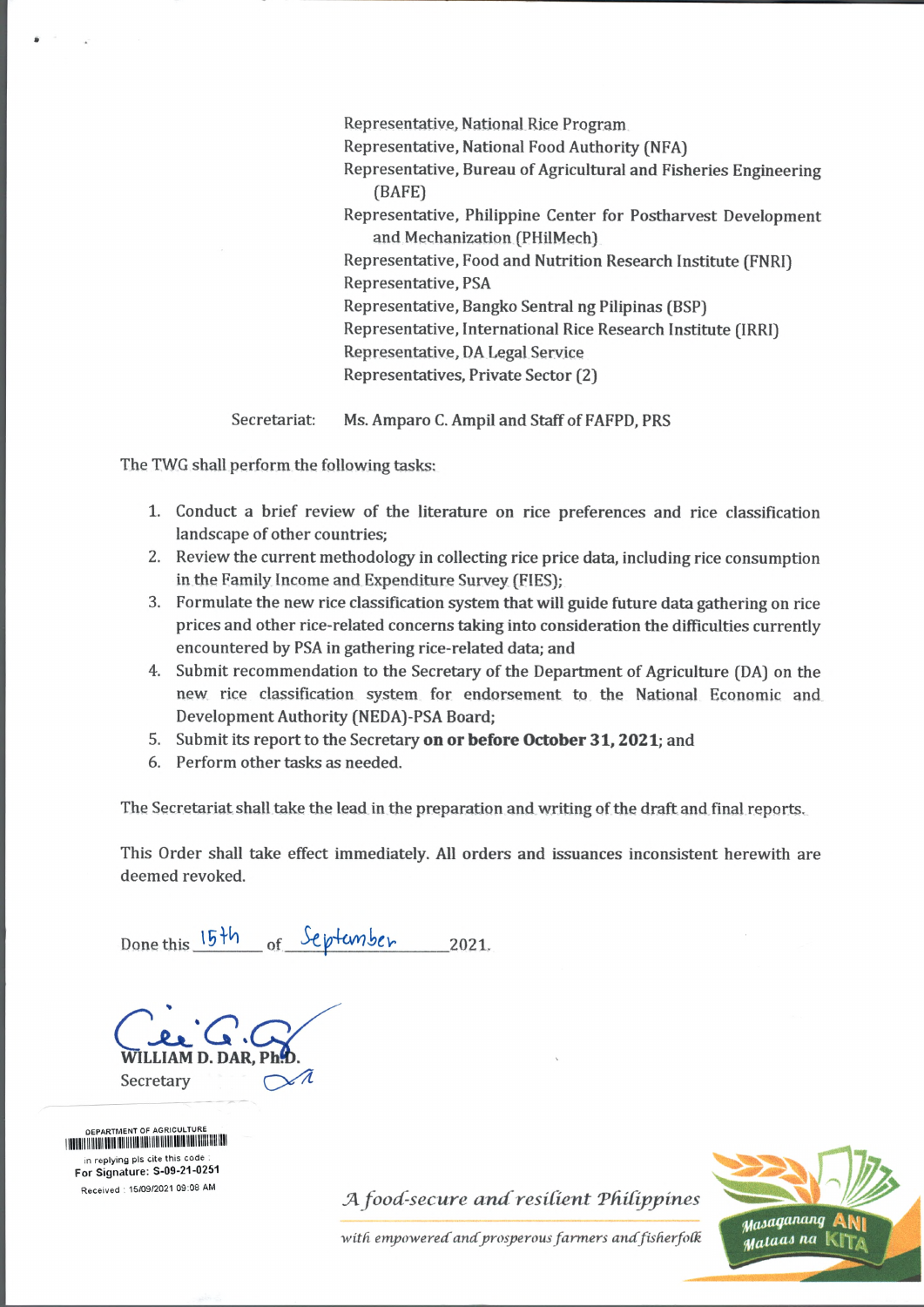Representative, National Rice Program
Representative, National Food Authority (NFA)
Representative, Bureau of Agricultural and Fisheries Engineering (BAFE)
Representative, Philippine Center for Postharvest Development and Mechanization (PHilMech)
Representative, Food and Nutrition Research Institute (FNRI)
Representative, PSA
Representative, Bangko Sentral ng Pilipinas (BSP)
Representative, International Rice Research Institute (IRRI)
Representative, DA Legal Service
Representatives, Private Sector (2)

Secretariat: Ms. Amparo C. Ampil and Staff of FAFPD, PRS

The TWG shall perform the following tasks:

1. Conduct a brief review of the literature on rice preferences and rice classification landscape of other countries;
2. Review the current methodology in collecting rice price data, including rice consumption in the Family Income and Expenditure Survey (FIES);
3. Formulate the new rice classification system that will guide future data gathering on rice prices and other rice-related concerns taking into consideration the difficulties currently encountered by PSA in gathering rice-related data; and
4. Submit recommendation to the Secretary of the Department of Agriculture (DA) on the new rice classification system for endorsement to the National Economic and Development Authority (NEDA)-PSA Board;
5. Submit its report to the Secretary **on or before October 31, 2021**; and
6. Perform other tasks as needed.

The Secretariat shall take the lead in the preparation and writing of the draft and final reports.

This Order shall take effect immediately. All orders and issuances inconsistent herewith are deemed revoked.

Done this 15th of September 2021.

**WILLIAM D. DAR, Ph.D.**
Secretary

DEPARTMENT OF AGRICULTURE
in replying pls cite this code :
For Signature: S-09-21-0251
Received : 15/09/2021 09:08 AM

*A food-secure and resilient Philippines*
*with empowered and prosperous farmers and fisherfolk*

Masaganang ANI Mataas na KITA